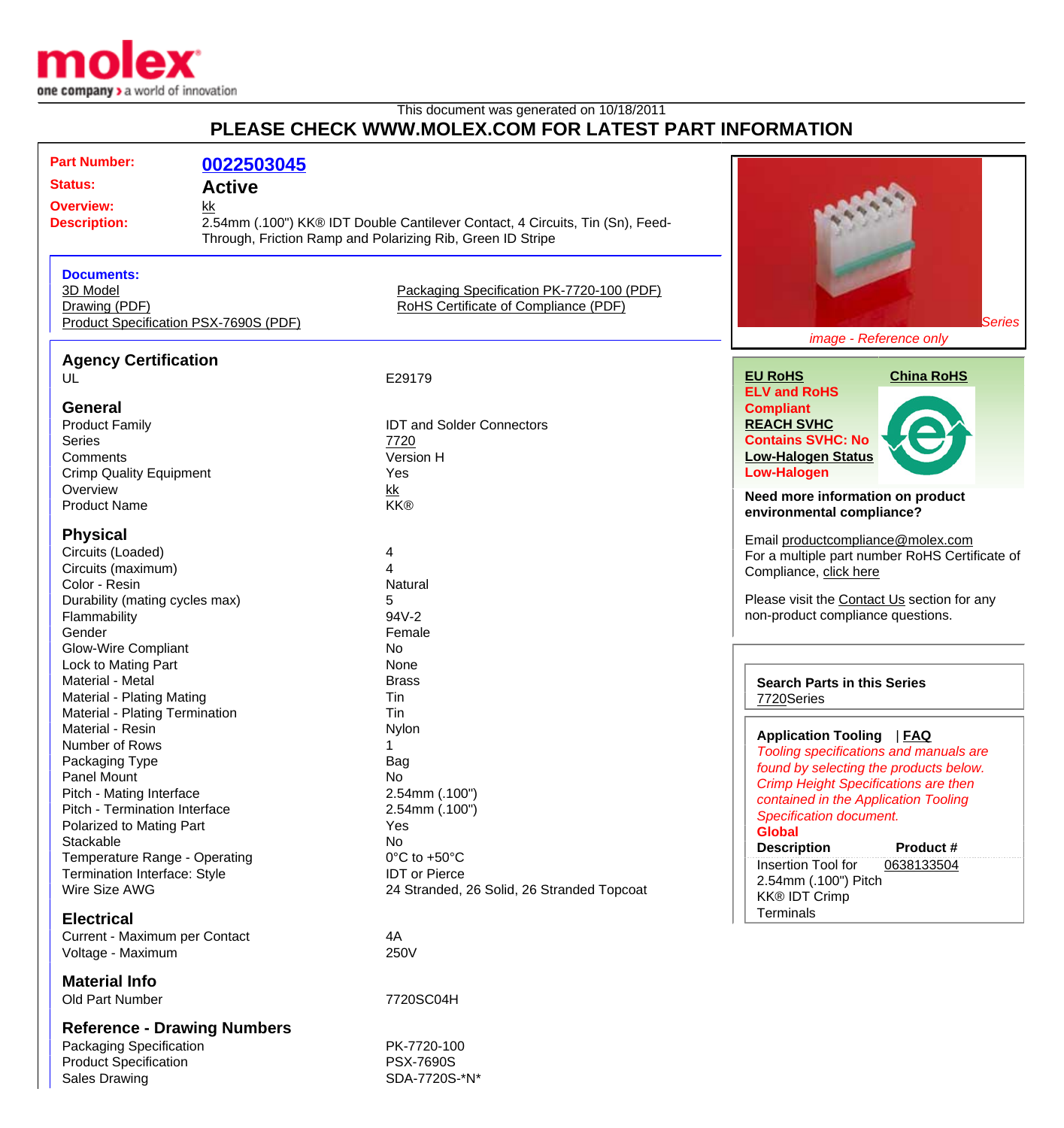molex
one company > a world of innovation

This document was generated on 10/18/2011

# PLEASE CHECK WWW.MOLEX.COM FOR LATEST PART INFORMATION

**Part Number:** 0022503045
**Status:** Active
**Overview:** kk
**Description:** 2.54mm (.100") KK® IDT Double Cantilever Contact, 4 Circuits, Tin (Sn), Feed-Through, Friction Ramp and Polarizing Rib, Green ID Stripe

**Documents:**
3D Model
Drawing (PDF)
Product Specification PSX-7690S (PDF)
Packaging Specification PK-7720-100 (PDF)
RoHS Certificate of Compliance (PDF)

Series
*image - Reference only*

## Agency Certification

| | |
|---|---|
| UL | E29179 |

## General

| | |
|---|---|
| Product Family | IDT and Solder Connectors |
| Series | 7720 |
| Comments | Version H |
| Crimp Quality Equipment | Yes |
| Overview | kk |
| Product Name | KK® |

## Physical

| | |
|---|---|
| Circuits (Loaded) | 4 |
| Circuits (maximum) | 4 |
| Color - Resin | Natural |
| Durability (mating cycles max) | 5 |
| Flammability | 94V-2 |
| Gender | Female |
| Glow-Wire Compliant | No |
| Lock to Mating Part | None |
| Material - Metal | Brass |
| Material - Plating Mating | Tin |
| Material - Plating Termination | Tin |
| Material - Resin | Nylon |
| Number of Rows | 1 |
| Packaging Type | Bag |
| Panel Mount | No |
| Pitch - Mating Interface | 2.54mm (.100") |
| Pitch - Termination Interface | 2.54mm (.100") |
| Polarized to Mating Part | Yes |
| Stackable | No |
| Temperature Range - Operating | 0°C to +50°C |
| Termination Interface: Style | IDT or Pierce |
| Wire Size AWG | 24 Stranded, 26 Solid, 26 Stranded Topcoat |

## Electrical

| | |
|---|---|
| Current - Maximum per Contact | 4A |
| Voltage - Maximum | 250V |

## Material Info

| | |
|---|---|
| Old Part Number | 7720SC04H |

## Reference - Drawing Numbers

| | |
|---|---|
| Packaging Specification | PK-7720-100 |
| Product Specification | PSX-7690S |
| Sales Drawing | SDA-7720S-*N* |

**EU RoHS**
ELV and RoHS
Compliant
**REACH SVHC**
Contains SVHC: No
**Low-Halogen Status**
Low-Halogen

**China RoHS**

**Need more information on product environmental compliance?**

Email productcompliance@molex.com
For a multiple part number RoHS Certificate of Compliance, click here

Please visit the Contact Us section for any non-product compliance questions.

**Search Parts in this Series**
7720Series

**Application Tooling** | **FAQ**
*Tooling specifications and manuals are found by selecting the products below. Crimp Height Specifications are then contained in the Application Tooling Specification document.*

**Global**

| Description | Product # |
|---|---|
| Insertion Tool for 2.54mm (.100") Pitch KK® IDT Crimp Terminals | 0638133504 |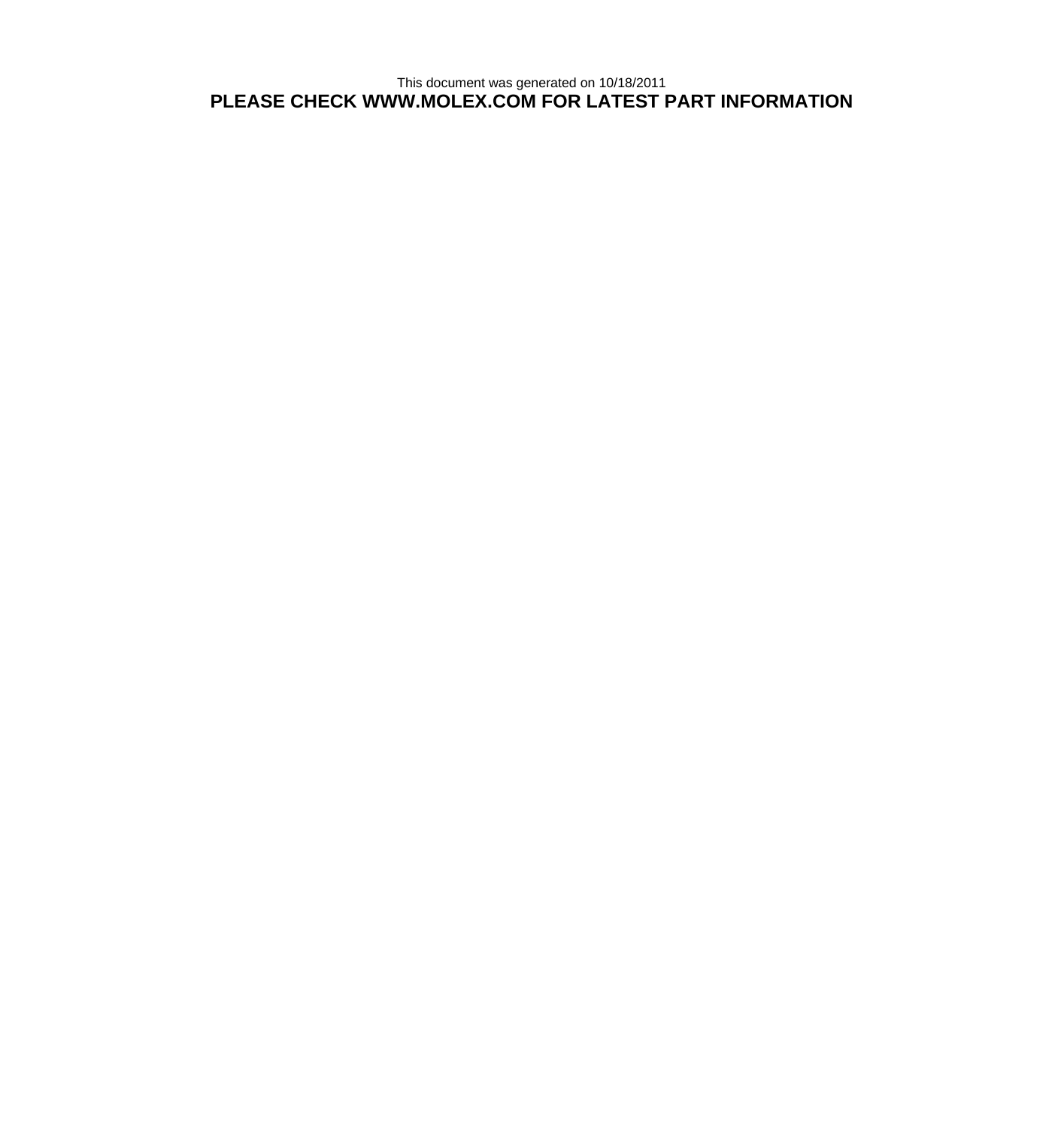This document was generated on 10/18/2011

**PLEASE CHECK WWW.MOLEX.COM FOR LATEST PART INFORMATION**